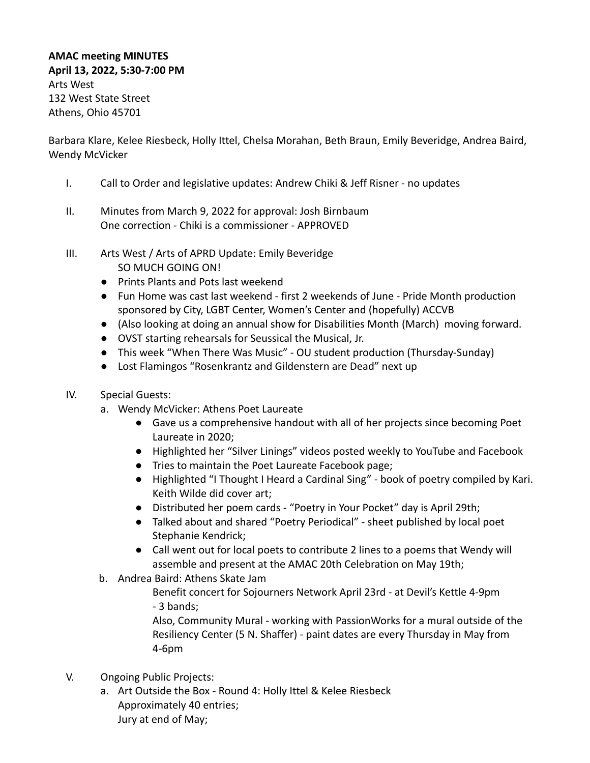**AMAC meeting MINUTES**
**April 13, 2022, 5:30-7:00 PM**
Arts West
132 West State Street
Athens, Ohio 45701

Barbara Klare, Kelee Riesbeck, Holly Ittel, Chelsa Morahan, Beth Braun, Emily Beveridge, Andrea Baird, Wendy McVicker

I. Call to Order and legislative updates: Andrew Chiki & Jeff Risner - no updates

II. Minutes from March 9, 2022 for approval: Josh Birnbaum
One correction - Chiki is a commissioner - APPROVED

III. Arts West / Arts of APRD Update: Emily Beveridge
SO MUCH GOING ON!
- Prints Plants and Pots last weekend
- Fun Home was cast last weekend - first 2 weekends of June - Pride Month production sponsored by City, LGBT Center, Women's Center and (hopefully) ACCVB
- (Also looking at doing an annual show for Disabilities Month (March) moving forward.
- OVST starting rehearsals for Seussical the Musical, Jr.
- This week "When There Was Music" - OU student production (Thursday-Sunday)
- Lost Flamingos "Rosenkrantz and Gildenstern are Dead" next up

IV. Special Guests:
a. Wendy McVicker: Athens Poet Laureate
- Gave us a comprehensive handout with all of her projects since becoming Poet Laureate in 2020;
- Highlighted her "Silver Linings" videos posted weekly to YouTube and Facebook
- Tries to maintain the Poet Laureate Facebook page;
- Highlighted "I Thought I Heard a Cardinal Sing" - book of poetry compiled by Kari. Keith Wilde did cover art;
- Distributed her poem cards - "Poetry in Your Pocket" day is April 29th;
- Talked about and shared "Poetry Periodical" - sheet published by local poet Stephanie Kendrick;
- Call went out for local poets to contribute 2 lines to a poems that Wendy will assemble and present at the AMAC 20th Celebration on May 19th;

b. Andrea Baird: Athens Skate Jam
Benefit concert for Sojourners Network April 23rd - at Devil's Kettle 4-9pm - 3 bands;
Also, Community Mural - working with PassionWorks for a mural outside of the Resiliency Center (5 N. Shaffer) - paint dates are every Thursday in May from 4-6pm

V. Ongoing Public Projects:
a. Art Outside the Box - Round 4: Holly Ittel & Kelee Riesbeck
Approximately 40 entries;
Jury at end of May;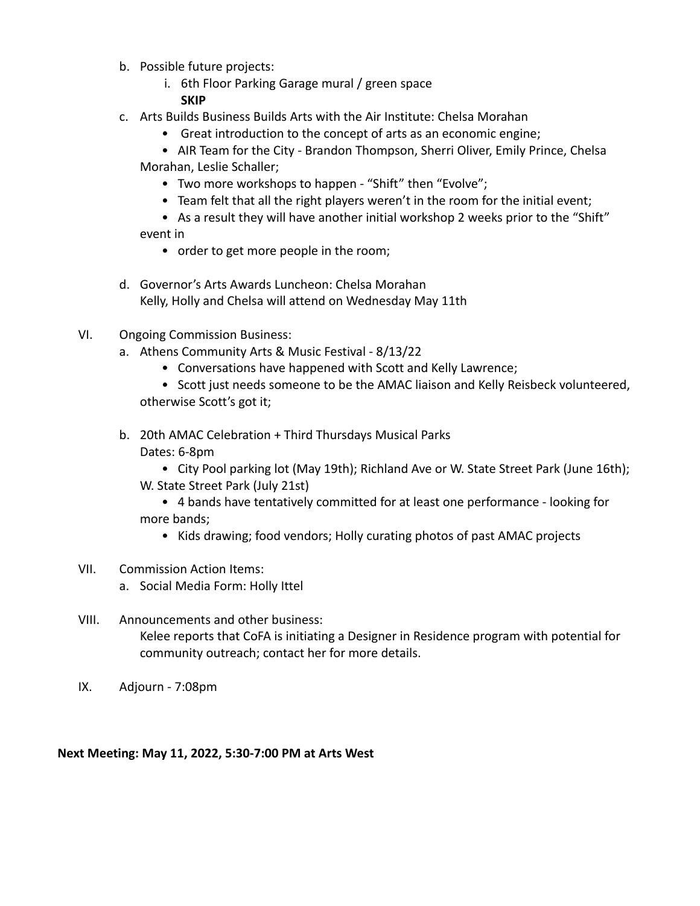b. Possible future projects:
   i. 6th Floor Parking Garage mural / green space
      **SKIP**

c. Arts Builds Business Builds Arts with the Air Institute: Chelsa Morahan
   - Great introduction to the concept of arts as an economic engine;
   - AIR Team for the City - Brandon Thompson, Sherri Oliver, Emily Prince, Chelsa Morahan, Leslie Schaller;
   - Two more workshops to happen - "Shift" then "Evolve";
   - Team felt that all the right players weren't in the room for the initial event;
   - As a result they will have another initial workshop 2 weeks prior to the "Shift" event in
   - order to get more people in the room;

d. Governor's Arts Awards Luncheon: Chelsa Morahan
   Kelly, Holly and Chelsa will attend on Wednesday May 11th

VI. Ongoing Commission Business:

a. Athens Community Arts & Music Festival - 8/13/22
   - Conversations have happened with Scott and Kelly Lawrence;
   - Scott just needs someone to be the AMAC liaison and Kelly Reisbeck volunteered, otherwise Scott's got it;

b. 20th AMAC Celebration + Third Thursdays Musical Parks
   Dates: 6-8pm
   - City Pool parking lot (May 19th); Richland Ave or W. State Street Park (June 16th); W. State Street Park (July 21st)
   - 4 bands have tentatively committed for at least one performance - looking for more bands;
   - Kids drawing; food vendors; Holly curating photos of past AMAC projects

VII. Commission Action Items:

a. Social Media Form: Holly Ittel

VIII. Announcements and other business:

Kelee reports that CoFA is initiating a Designer in Residence program with potential for community outreach; contact her for more details.

IX. Adjourn - 7:08pm

**Next Meeting: May 11, 2022, 5:30-7:00 PM at Arts West**